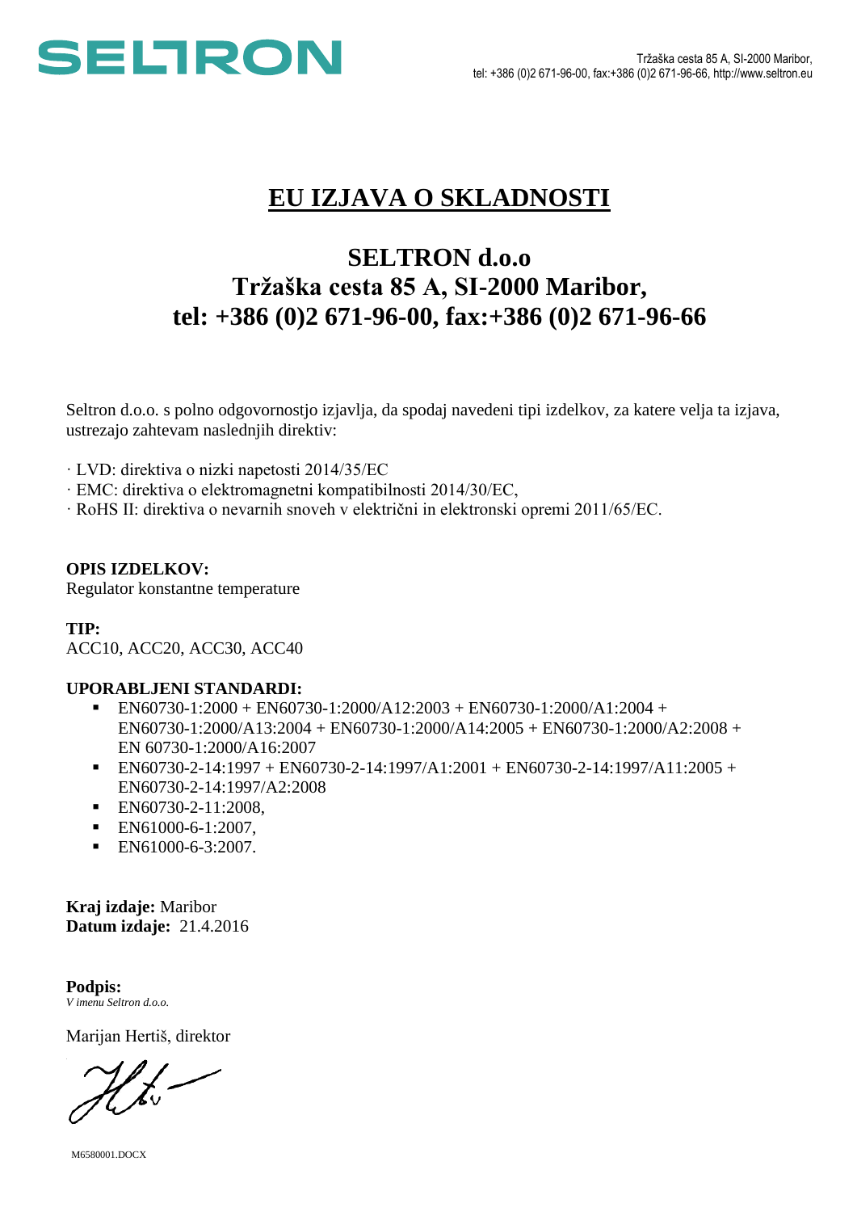# EU IZJAVA O SKLADNOSTI

## SELTRON d.o.o
## Tržaška cesta 85 A, SI-2000 Maribor,
## tel: +386 (0)2 671-96-00, fax:+386 (0)2 671-96-66

Seltron d.o.o. s polno odgovornostjo izjavlja, da spodaj navedeni tipi izdelkov, za katere velja ta izjava, ustrezajo zahtevam naslednjih direktiv:

· LVD: direktiva o nizki napetosti 2014/35/EC
· EMC: direktiva o elektromagnetni kompatibilnosti 2014/30/EC,
· RoHS II: direktiva o nevarnih snoveh v električni in elektronski opremi 2011/65/EC.

**OPIS IZDELKOV:**
Regulator konstantne temperature

**TIP:**
ACC10, ACC20, ACC30, ACC40

**UPORABLJENI STANDARDI:**

- EN60730-1:2000 + EN60730-1:2000/A12:2003 + EN60730-1:2000/A1:2004 + EN60730-1:2000/A13:2004 + EN60730-1:2000/A14:2005 + EN60730-1:2000/A2:2008 + EN 60730-1:2000/A16:2007
- EN60730-2-14:1997 + EN60730-2-14:1997/A1:2001 + EN60730-2-14:1997/A11:2005 + EN60730-2-14:1997/A2:2008
- EN60730-2-11:2008,
- EN61000-6-1:2007,
- EN61000-6-3:2007.

**Kraj izdaje:** Maribor
**Datum izdaje:** 21.4.2016

**Podpis:**
*V imenu Seltron d.o.o.*

Marijan Hertiš, direktor

M6580001.DOCX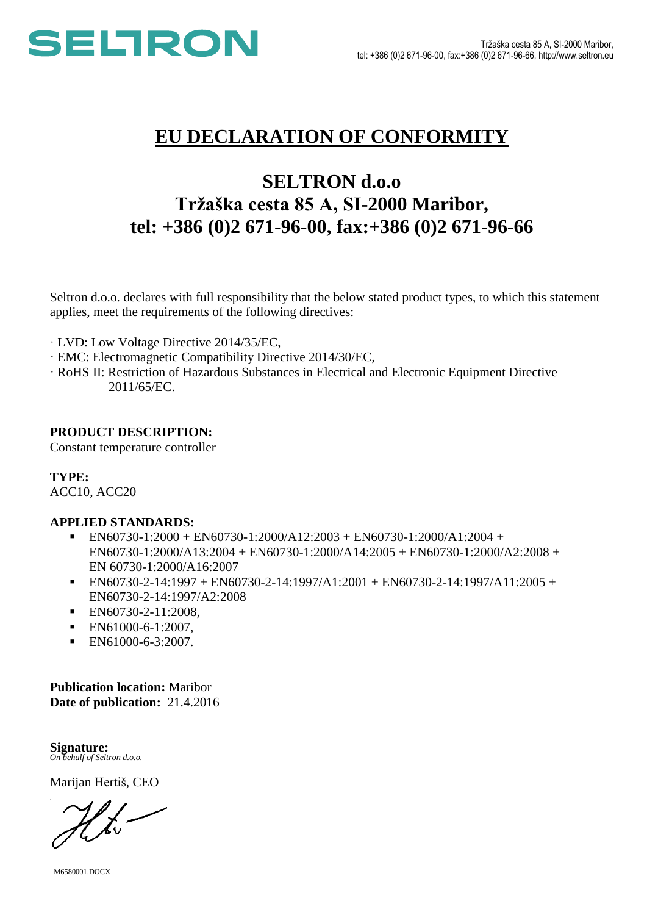# EU DECLARATION OF CONFORMITY

## SELTRON d.o.o
## Tržaška cesta 85 A, SI-2000 Maribor,
## tel: +386 (0)2 671-96-00, fax:+386 (0)2 671-96-66

Seltron d.o.o. declares with full responsibility that the below stated product types, to which this statement applies, meet the requirements of the following directives:

· LVD: Low Voltage Directive 2014/35/EC,
· EMC: Electromagnetic Compatibility Directive 2014/30/EC,
· RoHS II: Restriction of Hazardous Substances in Electrical and Electronic Equipment Directive 2011/65/EC.

**PRODUCT DESCRIPTION:**
Constant temperature controller

**TYPE:**
ACC10, ACC20

**APPLIED STANDARDS:**

- EN60730-1:2000 + EN60730-1:2000/A12:2003 + EN60730-1:2000/A1:2004 + EN60730-1:2000/A13:2004 + EN60730-1:2000/A14:2005 + EN60730-1:2000/A2:2008 + EN 60730-1:2000/A16:2007
- EN60730-2-14:1997 + EN60730-2-14:1997/A1:2001 + EN60730-2-14:1997/A11:2005 + EN60730-2-14:1997/A2:2008
- EN60730-2-11:2008,
- EN61000-6-1:2007,
- EN61000-6-3:2007.

**Publication location:** Maribor
**Date of publication:** 21.4.2016

**Signature:**
*On behalf of Seltron d.o.o.*

Marijan Hertiš, CEO

M6580001.DOCX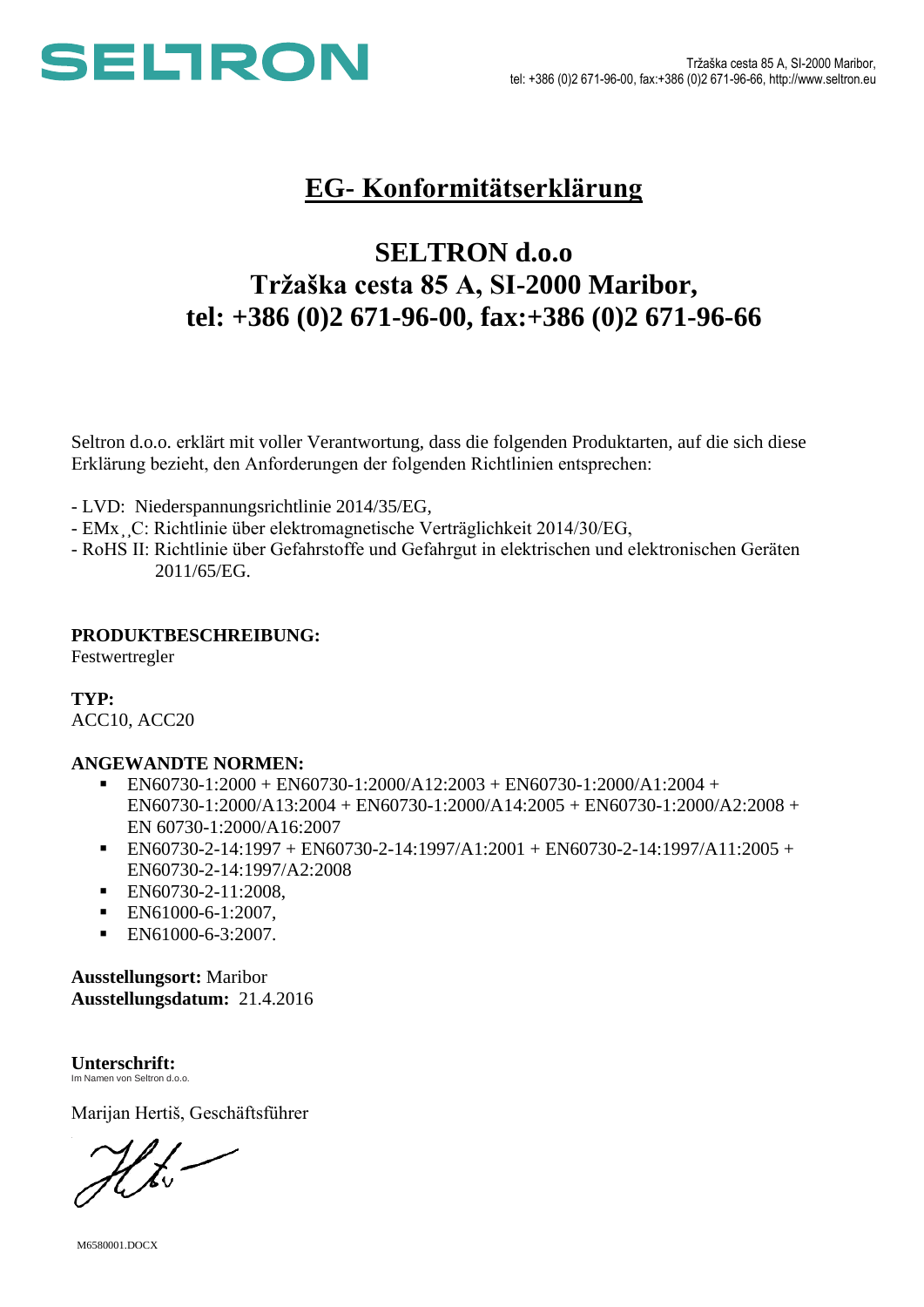SELTRON

Tržaška cesta 85 A, SI-2000 Maribor,
tel: +386 (0)2 671-96-00, fax:+386 (0)2 671-96-66, http://www.seltron.eu

# EG- Konformitätserklärung

## SELTRON d.o.o
## Tržaška cesta 85 A, SI-2000 Maribor,
## tel: +386 (0)2 671-96-00, fax:+386 (0)2 671-96-66

Seltron d.o.o. erklärt mit voller Verantwortung, dass die folgenden Produktarten, auf die sich diese Erklärung bezieht, den Anforderungen der folgenden Richtlinien entsprechen:

- LVD: Niederspannungsrichtlinie 2014/35/EG,
- EMx¸¸C: Richtlinie über elektromagnetische Verträglichkeit 2014/30/EG,
- RoHS II: Richtlinie über Gefahrstoffe und Gefahrgut in elektrischen und elektronischen Geräten 2011/65/EG.

**PRODUKTBESCHREIBUNG:**
Festwertregler

**TYP:**
ACC10, ACC20

**ANGEWANDTE NORMEN:**

- EN60730-1:2000 + EN60730-1:2000/A12:2003 + EN60730-1:2000/A1:2004 + EN60730-1:2000/A13:2004 + EN60730-1:2000/A14:2005 + EN60730-1:2000/A2:2008 + EN 60730-1:2000/A16:2007
- EN60730-2-14:1997 + EN60730-2-14:1997/A1:2001 + EN60730-2-14:1997/A11:2005 + EN60730-2-14:1997/A2:2008
- EN60730-2-11:2008,
- EN61000-6-1:2007,
- EN61000-6-3:2007.

**Ausstellungsort:** Maribor
**Ausstellungsdatum:** 21.4.2016

**Unterschrift:**
Im Namen von Seltron d.o.o.

Marijan Hertiš, Geschäftsführer

M6580001.DOCX